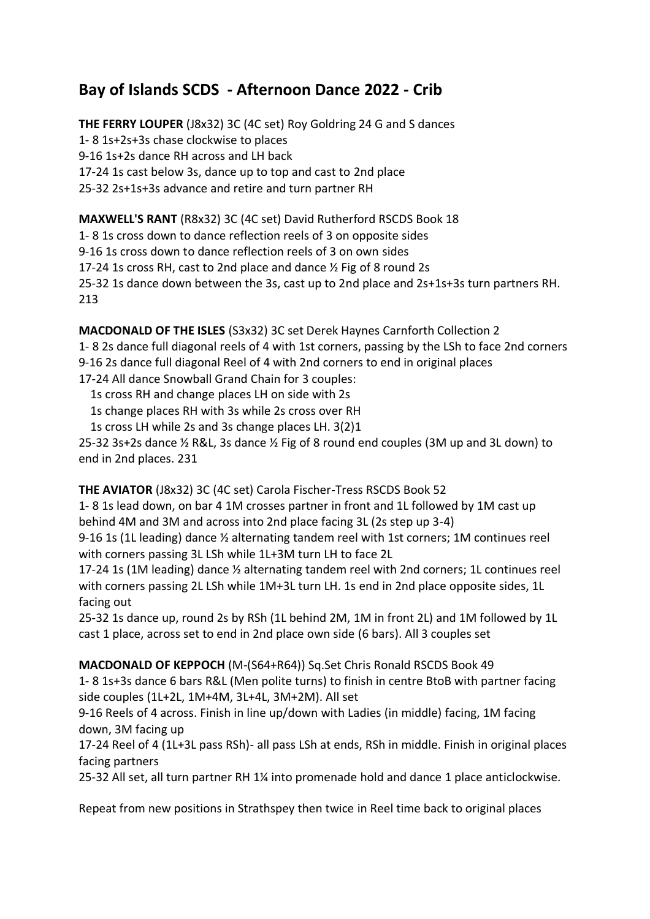## Bay of Islands SCDS - Afternoon Dance 2022 - Crib

**THE FERRY LOUPER** (J8x32) 3C (4C set) Roy Goldring 24 G and S dances
1- 8 1s+2s+3s chase clockwise to places
9-16 1s+2s dance RH across and LH back
17-24 1s cast below 3s, dance up to top and cast to 2nd place
25-32 2s+1s+3s advance and retire and turn partner RH

**MAXWELL'S RANT** (R8x32) 3C (4C set) David Rutherford RSCDS Book 18
1- 8 1s cross down to dance reflection reels of 3 on opposite sides
9-16 1s cross down to dance reflection reels of 3 on own sides
17-24 1s cross RH, cast to 2nd place and dance ½ Fig of 8 round 2s
25-32 1s dance down between the 3s, cast up to 2nd place and 2s+1s+3s turn partners RH. 213

**MACDONALD OF THE ISLES** (S3x32) 3C set Derek Haynes Carnforth Collection 2
1- 8 2s dance full diagonal reels of 4 with 1st corners, passing by the LSh to face 2nd corners
9-16 2s dance full diagonal Reel of 4 with 2nd corners to end in original places
17-24 All dance Snowball Grand Chain for 3 couples:
  1s cross RH and change places LH on side with 2s
  1s change places RH with 3s while 2s cross over RH
  1s cross LH while 2s and 3s change places LH. 3(2)1
25-32 3s+2s dance ½ R&L, 3s dance ½ Fig of 8 round end couples (3M up and 3L down) to end in 2nd places. 231

**THE AVIATOR** (J8x32) 3C (4C set) Carola Fischer-Tress RSCDS Book 52
1- 8 1s lead down, on bar 4 1M crosses partner in front and 1L followed by 1M cast up behind 4M and 3M and across into 2nd place facing 3L (2s step up 3-4)
9-16 1s (1L leading) dance ½ alternating tandem reel with 1st corners; 1M continues reel with corners passing 3L LSh while 1L+3M turn LH to face 2L
17-24 1s (1M leading) dance ½ alternating tandem reel with 2nd corners; 1L continues reel with corners passing 2L LSh while 1M+3L turn LH. 1s end in 2nd place opposite sides, 1L facing out
25-32 1s dance up, round 2s by RSh (1L behind 2M, 1M in front 2L) and 1M followed by 1L cast 1 place, across set to end in 2nd place own side (6 bars). All 3 couples set

**MACDONALD OF KEPPOCH** (M-(S64+R64)) Sq.Set Chris Ronald RSCDS Book 49
1- 8 1s+3s dance 6 bars R&L (Men polite turns) to finish in centre BtoB with partner facing side couples (1L+2L, 1M+4M, 3L+4L, 3M+2M). All set
9-16 Reels of 4 across. Finish in line up/down with Ladies (in middle) facing, 1M facing down, 3M facing up
17-24 Reel of 4 (1L+3L pass RSh)- all pass LSh at ends, RSh in middle. Finish in original places facing partners
25-32 All set, all turn partner RH 1¼ into promenade hold and dance 1 place anticlockwise.

Repeat from new positions in Strathspey then twice in Reel time back to original places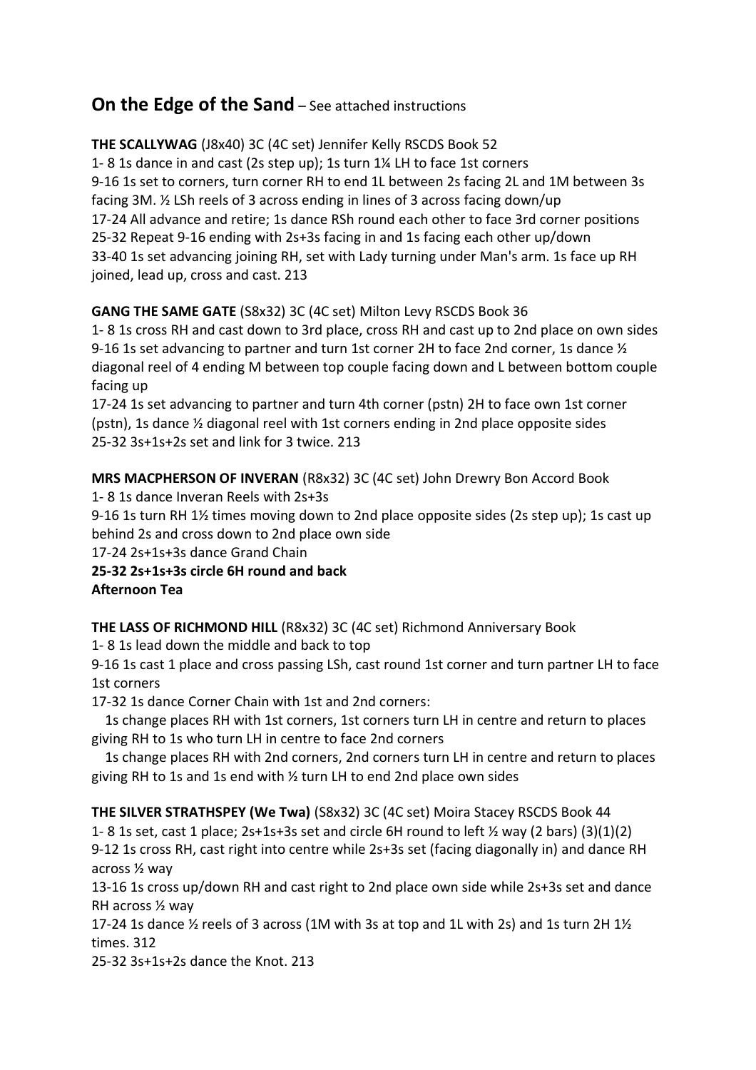## **On the Edge of the Sand** – See attached instructions

**THE SCALLYWAG** (J8x40) 3C (4C set) Jennifer Kelly RSCDS Book 52
1- 8 1s dance in and cast (2s step up); 1s turn 1¼ LH to face 1st corners
9-16 1s set to corners, turn corner RH to end 1L between 2s facing 2L and 1M between 3s facing 3M. ½ LSh reels of 3 across ending in lines of 3 across facing down/up
17-24 All advance and retire; 1s dance RSh round each other to face 3rd corner positions
25-32 Repeat 9-16 ending with 2s+3s facing in and 1s facing each other up/down
33-40 1s set advancing joining RH, set with Lady turning under Man's arm. 1s face up RH joined, lead up, cross and cast. 213

**GANG THE SAME GATE** (S8x32) 3C (4C set) Milton Levy RSCDS Book 36
1- 8 1s cross RH and cast down to 3rd place, cross RH and cast up to 2nd place on own sides
9-16 1s set advancing to partner and turn 1st corner 2H to face 2nd corner, 1s dance ½ diagonal reel of 4 ending M between top couple facing down and L between bottom couple facing up
17-24 1s set advancing to partner and turn 4th corner (pstn) 2H to face own 1st corner (pstn), 1s dance ½ diagonal reel with 1st corners ending in 2nd place opposite sides
25-32 3s+1s+2s set and link for 3 twice. 213

**MRS MACPHERSON OF INVERAN** (R8x32) 3C (4C set) John Drewry Bon Accord Book
1- 8 1s dance Inveran Reels with 2s+3s
9-16 1s turn RH 1½ times moving down to 2nd place opposite sides (2s step up); 1s cast up behind 2s and cross down to 2nd place own side
17-24 2s+1s+3s dance Grand Chain
**25-32 2s+1s+3s circle 6H round and back**
**Afternoon Tea**

**THE LASS OF RICHMOND HILL** (R8x32) 3C (4C set) Richmond Anniversary Book
1- 8 1s lead down the middle and back to top
9-16 1s cast 1 place and cross passing LSh, cast round 1st corner and turn partner LH to face 1st corners
17-32 1s dance Corner Chain with 1st and 2nd corners:
   1s change places RH with 1st corners, 1st corners turn LH in centre and return to places giving RH to 1s who turn LH in centre to face 2nd corners
   1s change places RH with 2nd corners, 2nd corners turn LH in centre and return to places giving RH to 1s and 1s end with ½ turn LH to end 2nd place own sides

**THE SILVER STRATHSPEY (We Twa)** (S8x32) 3C (4C set) Moira Stacey RSCDS Book 44
1- 8 1s set, cast 1 place; 2s+1s+3s set and circle 6H round to left ½ way (2 bars) (3)(1)(2)
9-12 1s cross RH, cast right into centre while 2s+3s set (facing diagonally in) and dance RH across ½ way
13-16 1s cross up/down RH and cast right to 2nd place own side while 2s+3s set and dance RH across ½ way
17-24 1s dance ½ reels of 3 across (1M with 3s at top and 1L with 2s) and 1s turn 2H 1½ times. 312
25-32 3s+1s+2s dance the Knot. 213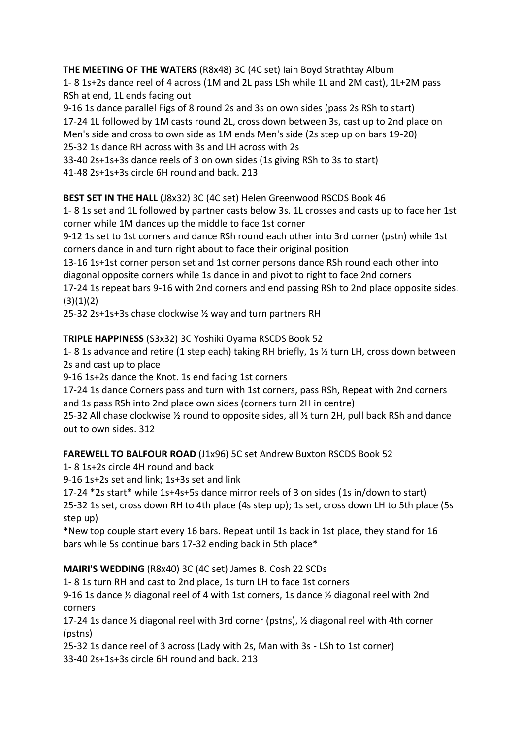**THE MEETING OF THE WATERS** (R8x48) 3C (4C set) Iain Boyd Strathtay Album
1- 8 1s+2s dance reel of 4 across (1M and 2L pass LSh while 1L and 2M cast), 1L+2M pass RSh at end, 1L ends facing out
9-16 1s dance parallel Figs of 8 round 2s and 3s on own sides (pass 2s RSh to start)
17-24 1L followed by 1M casts round 2L, cross down between 3s, cast up to 2nd place on Men's side and cross to own side as 1M ends Men's side (2s step up on bars 19-20)
25-32 1s dance RH across with 3s and LH across with 2s
33-40 2s+1s+3s dance reels of 3 on own sides (1s giving RSh to 3s to start)
41-48 2s+1s+3s circle 6H round and back. 213

**BEST SET IN THE HALL** (J8x32) 3C (4C set) Helen Greenwood RSCDS Book 46
1- 8 1s set and 1L followed by partner casts below 3s. 1L crosses and casts up to face her 1st corner while 1M dances up the middle to face 1st corner
9-12 1s set to 1st corners and dance RSh round each other into 3rd corner (pstn) while 1st corners dance in and turn right about to face their original position
13-16 1s+1st corner person set and 1st corner persons dance RSh round each other into diagonal opposite corners while 1s dance in and pivot to right to face 2nd corners
17-24 1s repeat bars 9-16 with 2nd corners and end passing RSh to 2nd place opposite sides. (3)(1)(2)
25-32 2s+1s+3s chase clockwise ½ way and turn partners RH

**TRIPLE HAPPINESS** (S3x32) 3C Yoshiki Oyama RSCDS Book 52
1- 8 1s advance and retire (1 step each) taking RH briefly, 1s ½ turn LH, cross down between 2s and cast up to place
9-16 1s+2s dance the Knot. 1s end facing 1st corners
17-24 1s dance Corners pass and turn with 1st corners, pass RSh, Repeat with 2nd corners and 1s pass RSh into 2nd place own sides (corners turn 2H in centre)
25-32 All chase clockwise ½ round to opposite sides, all ½ turn 2H, pull back RSh and dance out to own sides. 312

**FAREWELL TO BALFOUR ROAD** (J1x96) 5C set Andrew Buxton RSCDS Book 52
1- 8 1s+2s circle 4H round and back
9-16 1s+2s set and link; 1s+3s set and link
17-24 *2s start* while 1s+4s+5s dance mirror reels of 3 on sides (1s in/down to start)
25-32 1s set, cross down RH to 4th place (4s step up); 1s set, cross down LH to 5th place (5s step up)
*New top couple start every 16 bars. Repeat until 1s back in 1st place, they stand for 16 bars while 5s continue bars 17-32 ending back in 5th place*

**MAIRI'S WEDDING** (R8x40) 3C (4C set) James B. Cosh 22 SCDs
1- 8 1s turn RH and cast to 2nd place, 1s turn LH to face 1st corners
9-16 1s dance ½ diagonal reel of 4 with 1st corners, 1s dance ½ diagonal reel with 2nd corners
17-24 1s dance ½ diagonal reel with 3rd corner (pstns), ½ diagonal reel with 4th corner (pstns)
25-32 1s dance reel of 3 across (Lady with 2s, Man with 3s - LSh to 1st corner)
33-40 2s+1s+3s circle 6H round and back. 213